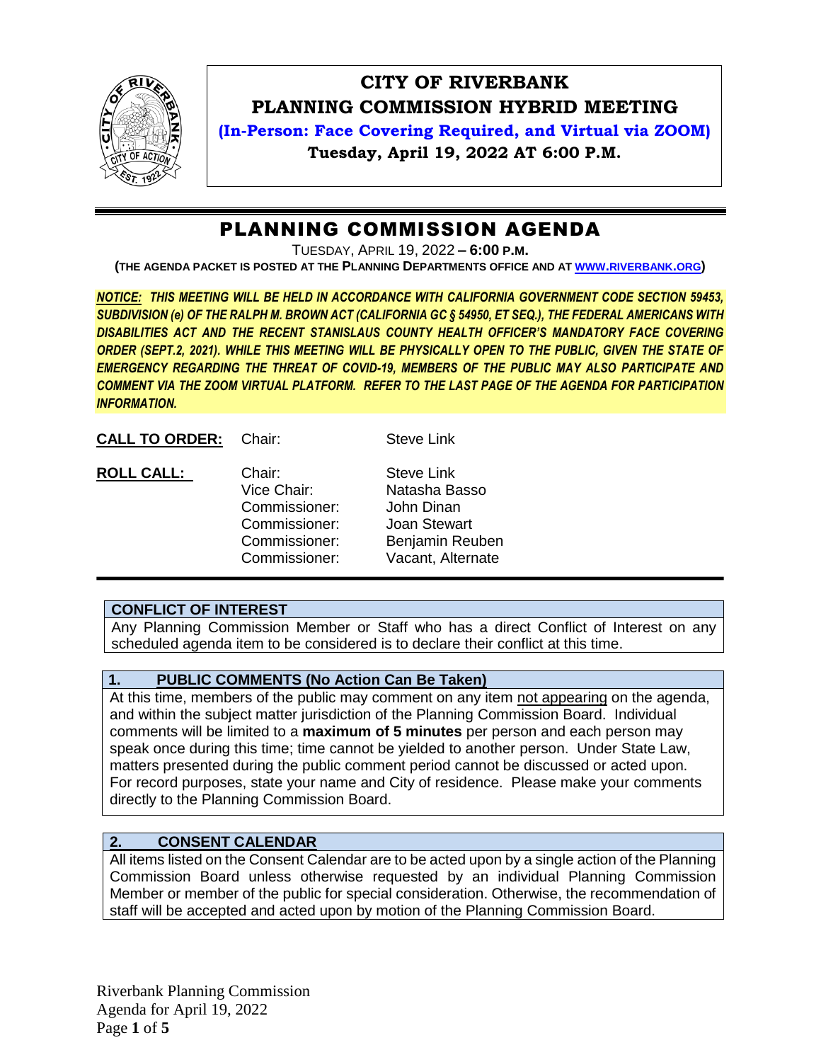# CITY OF RIVERBANK
## PLANNING COMMISSION HYBRID MEETING

**(In-Person: Face Covering Required, and Virtual via ZOOM)**

**Tuesday, April 19, 2022 AT 6:00 P.M.**

# PLANNING COMMISSION AGENDA

TUESDAY, APRIL 19, 2022 **– 6:00 P.M.**

**(THE AGENDA PACKET IS POSTED AT THE PLANNING DEPARTMENTS OFFICE AND AT WWW.RIVERBANK.ORG)**

***NOTICE: THIS MEETING WILL BE HELD IN ACCORDANCE WITH CALIFORNIA GOVERNMENT CODE SECTION 59453, SUBDIVISION (e) OF THE RALPH M. BROWN ACT (CALIFORNIA GC § 54950, ET SEQ.), THE FEDERAL AMERICANS WITH DISABILITIES ACT AND THE RECENT STANISLAUS COUNTY HEALTH OFFICER'S MANDATORY FACE COVERING ORDER (SEPT.2, 2021). WHILE THIS MEETING WILL BE PHYSICALLY OPEN TO THE PUBLIC, GIVEN THE STATE OF EMERGENCY REGARDING THE THREAT OF COVID-19, MEMBERS OF THE PUBLIC MAY ALSO PARTICIPATE AND COMMENT VIA THE ZOOM VIRTUAL PLATFORM. REFER TO THE LAST PAGE OF THE AGENDA FOR PARTICIPATION INFORMATION.***

**CALL TO ORDER:** Chair: Steve Link

**ROLL CALL:**

| | |
|---|---|
| Chair: | Steve Link |
| Vice Chair: | Natasha Basso |
| Commissioner: | John Dinan |
| Commissioner: | Joan Stewart |
| Commissioner: | Benjamin Reuben |
| Commissioner: | Vacant, Alternate |

### CONFLICT OF INTEREST

Any Planning Commission Member or Staff who has a direct Conflict of Interest on any scheduled agenda item to be considered is to declare their conflict at this time.

### 1. PUBLIC COMMENTS (No Action Can Be Taken)

At this time, members of the public may comment on any item not appearing on the agenda, and within the subject matter jurisdiction of the Planning Commission Board. Individual comments will be limited to a **maximum of 5 minutes** per person and each person may speak once during this time; time cannot be yielded to another person. Under State Law, matters presented during the public comment period cannot be discussed or acted upon. For record purposes, state your name and City of residence. Please make your comments directly to the Planning Commission Board.

### 2. CONSENT CALENDAR

All items listed on the Consent Calendar are to be acted upon by a single action of the Planning Commission Board unless otherwise requested by an individual Planning Commission Member or member of the public for special consideration. Otherwise, the recommendation of staff will be accepted and acted upon by motion of the Planning Commission Board.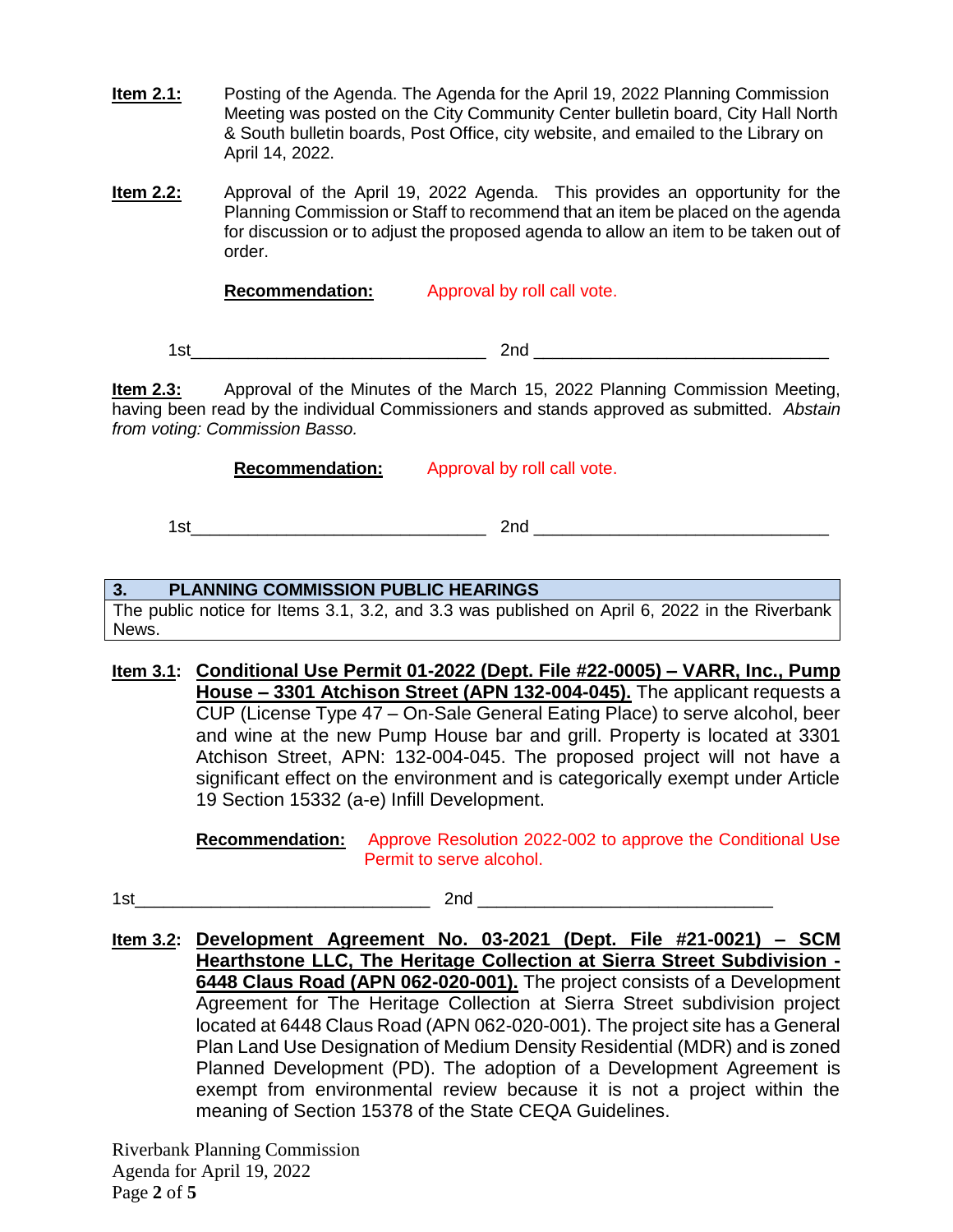**Item 2.1:** Posting of the Agenda. The Agenda for the April 19, 2022 Planning Commission Meeting was posted on the City Community Center bulletin board, City Hall North & South bulletin boards, Post Office, city website, and emailed to the Library on April 14, 2022.

**Item 2.2:** Approval of the April 19, 2022 Agenda. This provides an opportunity for the Planning Commission or Staff to recommend that an item be placed on the agenda for discussion or to adjust the proposed agenda to allow an item to be taken out of order.

**Recommendation:** Approval by roll call vote.

1st_______________________________ 2nd _______________________________

**Item 2.3:** Approval of the Minutes of the March 15, 2022 Planning Commission Meeting, having been read by the individual Commissioners and stands approved as submitted. *Abstain from voting: Commission Basso.*

**Recommendation:** Approval by roll call vote.

1st_______________________________ 2nd _______________________________

## 3. PLANNING COMMISSION PUBLIC HEARINGS

The public notice for Items 3.1, 3.2, and 3.3 was published on April 6, 2022 in the Riverbank News.

**Item 3.1:** **Conditional Use Permit 01-2022 (Dept. File #22-0005) – VARR, Inc., Pump House – 3301 Atchison Street (APN 132-004-045).** The applicant requests a CUP (License Type 47 – On-Sale General Eating Place) to serve alcohol, beer and wine at the new Pump House bar and grill. Property is located at 3301 Atchison Street, APN: 132-004-045. The proposed project will not have a significant effect on the environment and is categorically exempt under Article 19 Section 15332 (a-e) Infill Development.

**Recommendation:** Approve Resolution 2022-002 to approve the Conditional Use Permit to serve alcohol.

1st_______________________________ 2nd _______________________________

**Item 3.2:** **Development Agreement No. 03-2021 (Dept. File #21-0021) – SCM Hearthstone LLC, The Heritage Collection at Sierra Street Subdivision - 6448 Claus Road (APN 062-020-001).** The project consists of a Development Agreement for The Heritage Collection at Sierra Street subdivision project located at 6448 Claus Road (APN 062-020-001). The project site has a General Plan Land Use Designation of Medium Density Residential (MDR) and is zoned Planned Development (PD). The adoption of a Development Agreement is exempt from environmental review because it is not a project within the meaning of Section 15378 of the State CEQA Guidelines.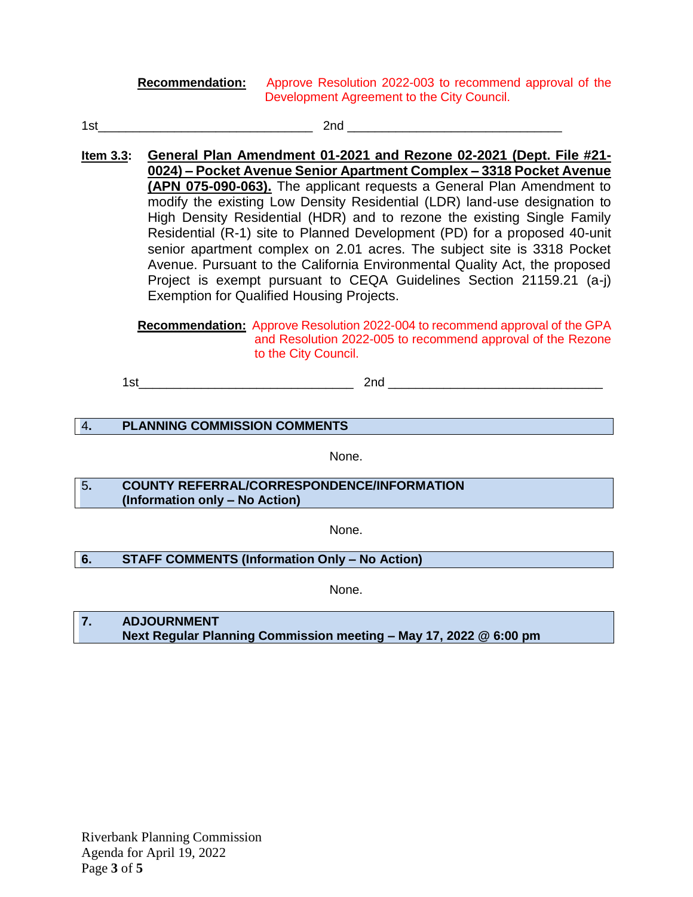**Recommendation:** Approve Resolution 2022-003 to recommend approval of the Development Agreement to the City Council.

1st______________________________ 2nd ______________________________

**Item 3.3:** **General Plan Amendment 01-2021 and Rezone 02-2021 (Dept. File #21-0024) – Pocket Avenue Senior Apartment Complex – 3318 Pocket Avenue (APN 075-090-063).** The applicant requests a General Plan Amendment to modify the existing Low Density Residential (LDR) land-use designation to High Density Residential (HDR) and to rezone the existing Single Family Residential (R-1) site to Planned Development (PD) for a proposed 40-unit senior apartment complex on 2.01 acres. The subject site is 3318 Pocket Avenue. Pursuant to the California Environmental Quality Act, the proposed Project is exempt pursuant to CEQA Guidelines Section 21159.21 (a-j) Exemption for Qualified Housing Projects.

**Recommendation:** Approve Resolution 2022-004 to recommend approval of the GPA and Resolution 2022-005 to recommend approval of the Rezone to the City Council.

1st______________________________ 2nd ______________________________

## 4. PLANNING COMMISSION COMMENTS

None.

## 5. COUNTY REFERRAL/CORRESPONDENCE/INFORMATION (Information only – No Action)

None.

## 6. STAFF COMMENTS (Information Only – No Action)

None.

## 7. ADJOURNMENT

**Next Regular Planning Commission meeting – May 17, 2022 @ 6:00 pm**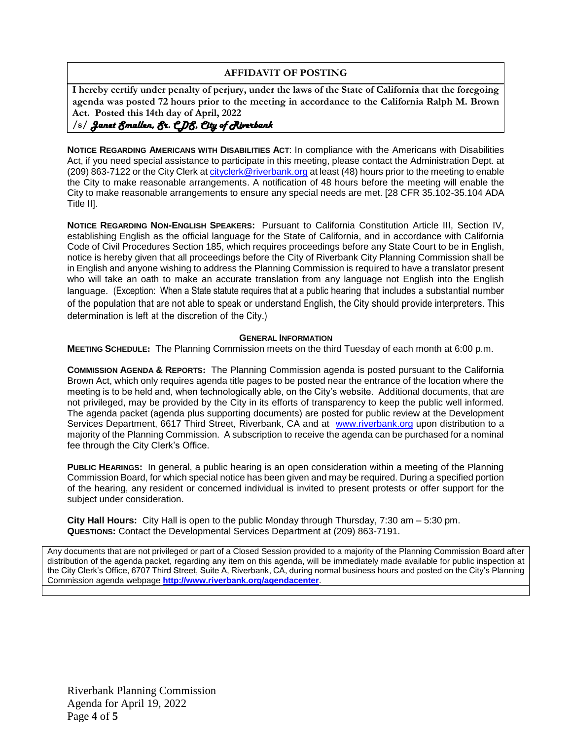## AFFIDAVIT OF POSTING

**I hereby certify under penalty of perjury, under the laws of the State of California that the foregoing agenda was posted 72 hours prior to the meeting in accordance to the California Ralph M. Brown Act. Posted this 14th day of April, 2022**

**/s/** ***Janet Smallen, Sr. CDS, City of Riverbank***

**NOTICE REGARDING AMERICANS WITH DISABILITIES ACT**: In compliance with the Americans with Disabilities Act, if you need special assistance to participate in this meeting, please contact the Administration Dept. at (209) 863-7122 or the City Clerk at cityclerk@riverbank.org at least (48) hours prior to the meeting to enable the City to make reasonable arrangements. A notification of 48 hours before the meeting will enable the City to make reasonable arrangements to ensure any special needs are met. [28 CFR 35.102-35.104 ADA Title II].

**NOTICE REGARDING NON-ENGLISH SPEAKERS:** Pursuant to California Constitution Article III, Section IV, establishing English as the official language for the State of California, and in accordance with California Code of Civil Procedures Section 185, which requires proceedings before any State Court to be in English, notice is hereby given that all proceedings before the City of Riverbank City Planning Commission shall be in English and anyone wishing to address the Planning Commission is required to have a translator present who will take an oath to make an accurate translation from any language not English into the English language. (Exception: When a State statute requires that at a public hearing that includes a substantial number of the population that are not able to speak or understand English, the City should provide interpreters. This determination is left at the discretion of the City.)

### GENERAL INFORMATION

**MEETING SCHEDULE:** The Planning Commission meets on the third Tuesday of each month at 6:00 p.m.

**COMMISSION AGENDA & REPORTS:** The Planning Commission agenda is posted pursuant to the California Brown Act, which only requires agenda title pages to be posted near the entrance of the location where the meeting is to be held and, when technologically able, on the City's website. Additional documents, that are not privileged, may be provided by the City in its efforts of transparency to keep the public well informed. The agenda packet (agenda plus supporting documents) are posted for public review at the Development Services Department, 6617 Third Street, Riverbank, CA and at www.riverbank.org upon distribution to a majority of the Planning Commission. A subscription to receive the agenda can be purchased for a nominal fee through the City Clerk's Office.

**PUBLIC HEARINGS:** In general, a public hearing is an open consideration within a meeting of the Planning Commission Board, for which special notice has been given and may be required. During a specified portion of the hearing, any resident or concerned individual is invited to present protests or offer support for the subject under consideration.

**City Hall Hours:** City Hall is open to the public Monday through Thursday, 7:30 am – 5:30 pm.
**QUESTIONS:** Contact the Developmental Services Department at (209) 863-7191.

Any documents that are not privileged or part of a Closed Session provided to a majority of the Planning Commission Board after distribution of the agenda packet, regarding any item on this agenda, will be immediately made available for public inspection at the City Clerk's Office, 6707 Third Street, Suite A, Riverbank, CA, during normal business hours and posted on the City's Planning Commission agenda webpage **http://www.riverbank.org/agendacenter**.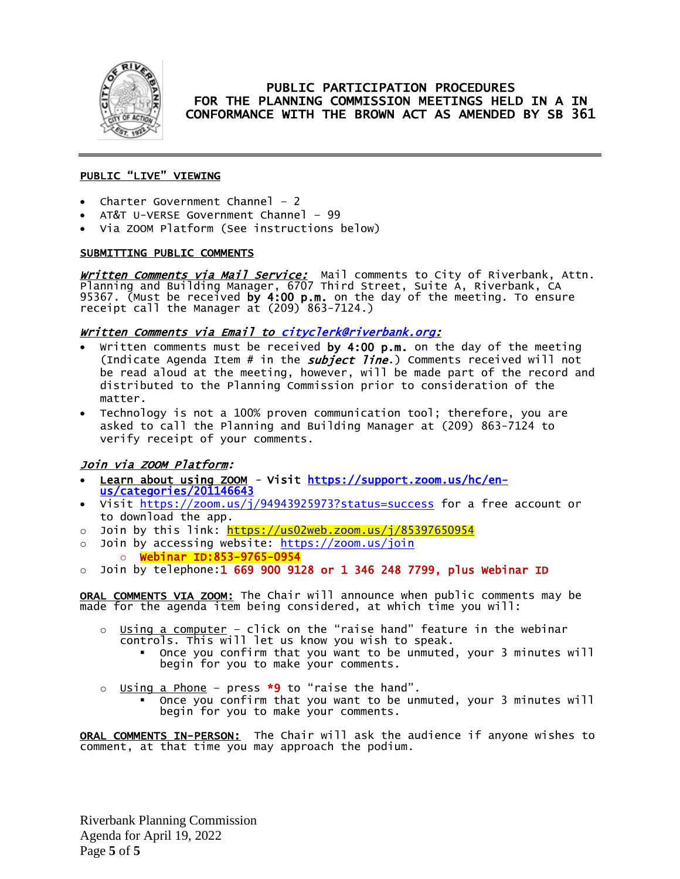# PUBLIC PARTICIPATION PROCEDURES FOR THE PLANNING COMMISSION MEETINGS HELD IN A IN CONFORMANCE WITH THE BROWN ACT AS AMENDED BY SB 361

**PUBLIC "LIVE" VIEWING**

- Charter Government Channel – 2
- AT&T U-VERSE Government Channel – 99
- Via ZOOM Platform (See instructions below)

**SUBMITTING PUBLIC COMMENTS**

***Written Comments via Mail Service:*** Mail comments to City of Riverbank, Attn. Planning and Building Manager, 6707 Third Street, Suite A, Riverbank, CA 95367. (Must be received **by 4:00 p.m.** on the day of the meeting. To ensure receipt call the Manager at (209) 863-7124.)

***Written Comments via Email to cityclerk@riverbank.org:***

- Written comments must be received **by 4:00 p.m.** on the day of the meeting (Indicate Agenda Item # in the ***subject line***.) Comments received will not be read aloud at the meeting, however, will be made part of the record and distributed to the Planning Commission prior to consideration of the matter.
- Technology is not a 100% proven communication tool; therefore, you are asked to call the Planning and Building Manager at (209) 863-7124 to verify receipt of your comments.

***Join via ZOOM Platform:***

- **Learn about using ZOOM - Visit https://support.zoom.us/hc/en-us/categories/201146643**
- Visit https://zoom.us/j/94943925973?status=success for a free account or to download the app.
- Join by this link: https://us02web.zoom.us/j/85397650954
- Join by accessing website: https://zoom.us/join
  - **Webinar ID:853-9765-0954**
- Join by telephone:**1 669 900 9128 or 1 346 248 7799, plus Webinar ID**

**ORAL COMMENTS VIA ZOOM:** The Chair will announce when public comments may be made for the agenda item being considered, at which time you will:

- Using a computer – click on the "raise hand" feature in the webinar controls. This will let us know you wish to speak.
  - Once you confirm that you want to be unmuted, your 3 minutes will begin for you to make your comments.
- Using a Phone – press **\*9** to "raise the hand".
  - Once you confirm that you want to be unmuted, your 3 minutes will begin for you to make your comments.

**ORAL COMMENTS IN-PERSON:** The Chair will ask the audience if anyone wishes to comment, at that time you may approach the podium.

Riverbank Planning Commission
Agenda for April 19, 2022